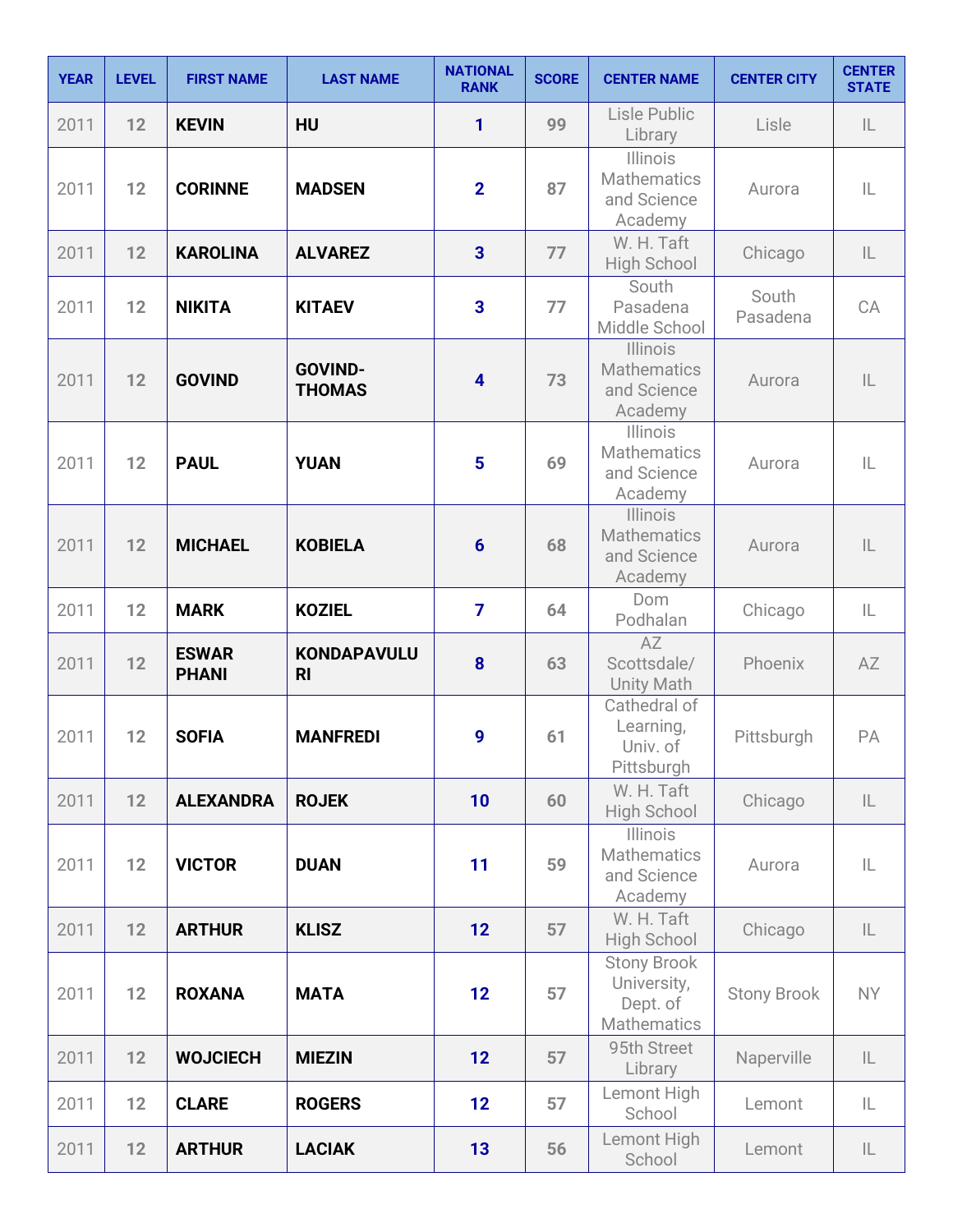| YEAR | LEVEL | FIRST NAME | LAST NAME | NATIONAL RANK | SCORE | CENTER NAME | CENTER CITY | CENTER STATE |
|---|---|---|---|---|---|---|---|---|
| 2011 | 12 | KEVIN | HU | 1 | 99 | Lisle Public Library | Lisle | IL |
| 2011 | 12 | CORINNE | MADSEN | 2 | 87 | Illinois Mathematics and Science Academy | Aurora | IL |
| 2011 | 12 | KAROLINA | ALVAREZ | 3 | 77 | W. H. Taft High School | Chicago | IL |
| 2011 | 12 | NIKITA | KITAEV | 3 | 77 | South Pasadena Middle School | South Pasadena | CA |
| 2011 | 12 | GOVIND | GOVIND-THOMAS | 4 | 73 | Illinois Mathematics and Science Academy | Aurora | IL |
| 2011 | 12 | PAUL | YUAN | 5 | 69 | Illinois Mathematics and Science Academy | Aurora | IL |
| 2011 | 12 | MICHAEL | KOBIELA | 6 | 68 | Illinois Mathematics and Science Academy | Aurora | IL |
| 2011 | 12 | MARK | KOZIEL | 7 | 64 | Dom Podhalan | Chicago | IL |
| 2011 | 12 | ESWAR PHANI | KONDAPAVULURI | 8 | 63 | AZ Scottsdale/ Unity Math | Phoenix | AZ |
| 2011 | 12 | SOFIA | MANFREDI | 9 | 61 | Cathedral of Learning, Univ. of Pittsburgh | Pittsburgh | PA |
| 2011 | 12 | ALEXANDRA | ROJEK | 10 | 60 | W. H. Taft High School | Chicago | IL |
| 2011 | 12 | VICTOR | DUAN | 11 | 59 | Illinois Mathematics and Science Academy | Aurora | IL |
| 2011 | 12 | ARTHUR | KLISZ | 12 | 57 | W. H. Taft High School | Chicago | IL |
| 2011 | 12 | ROXANA | MATA | 12 | 57 | Stony Brook University, Dept. of Mathematics | Stony Brook | NY |
| 2011 | 12 | WOJCIECH | MIEZIN | 12 | 57 | 95th Street Library | Naperville | IL |
| 2011 | 12 | CLARE | ROGERS | 12 | 57 | Lemont High School | Lemont | IL |
| 2011 | 12 | ARTHUR | LACIAK | 13 | 56 | Lemont High School | Lemont | IL |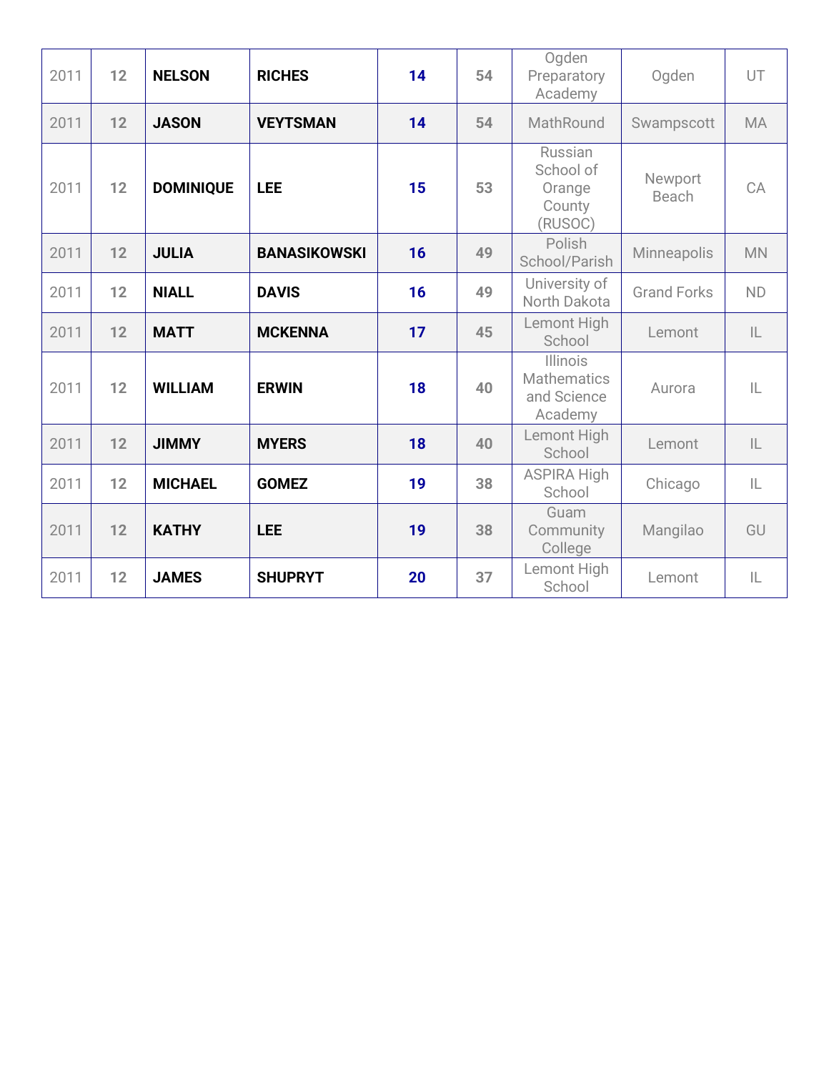| | | | | | | | | |
|---|---|---|---|---|---|---|---|---|
| 2011 | **12** | **NELSON** | **RICHES** | **14** | **54** | Ogden Preparatory Academy | Ogden | UT |
| 2011 | **12** | **JASON** | **VEYTSMAN** | **14** | **54** | MathRound | Swampscott | MA |
| 2011 | **12** | **DOMINIQUE** | **LEE** | **15** | **53** | Russian School of Orange County (RUSOC) | Newport Beach | CA |
| 2011 | **12** | **JULIA** | **BANASIKOWSKI** | **16** | **49** | Polish School/Parish | Minneapolis | MN |
| 2011 | **12** | **NIALL** | **DAVIS** | **16** | **49** | University of North Dakota | Grand Forks | ND |
| 2011 | **12** | **MATT** | **MCKENNA** | **17** | **45** | Lemont High School | Lemont | IL |
| 2011 | **12** | **WILLIAM** | **ERWIN** | **18** | **40** | Illinois Mathematics and Science Academy | Aurora | IL |
| 2011 | **12** | **JIMMY** | **MYERS** | **18** | **40** | Lemont High School | Lemont | IL |
| 2011 | **12** | **MICHAEL** | **GOMEZ** | **19** | **38** | ASPIRA High School | Chicago | IL |
| 2011 | **12** | **KATHY** | **LEE** | **19** | **38** | Guam Community College | Mangilao | GU |
| 2011 | **12** | **JAMES** | **SHUPRYT** | **20** | **37** | Lemont High School | Lemont | IL |